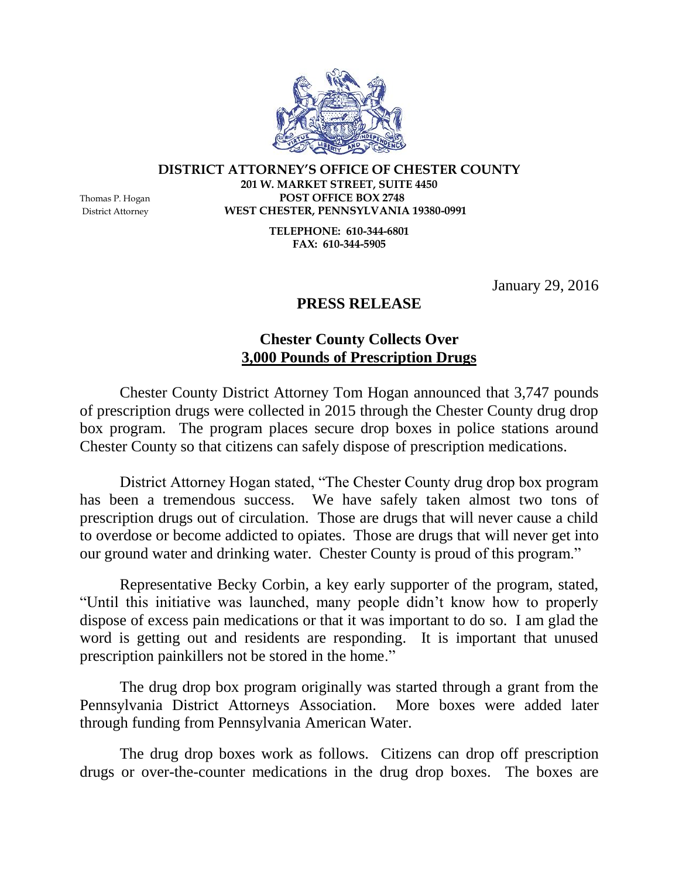**DISTRICT ATTORNEY'S OFFICE OF CHESTER COUNTY**
**201 W. MARKET STREET, SUITE 4450**
**POST OFFICE BOX 2748**
**WEST CHESTER, PENNSYLVANIA 19380-0991**

**TELEPHONE: 610-344-6801**
**FAX: 610-344-5905**

Thomas P. Hogan
District Attorney

January 29, 2016

## PRESS RELEASE

## Chester County Collects Over 3,000 Pounds of Prescription Drugs

Chester County District Attorney Tom Hogan announced that 3,747 pounds of prescription drugs were collected in 2015 through the Chester County drug drop box program. The program places secure drop boxes in police stations around Chester County so that citizens can safely dispose of prescription medications.

District Attorney Hogan stated, "The Chester County drug drop box program has been a tremendous success. We have safely taken almost two tons of prescription drugs out of circulation. Those are drugs that will never cause a child to overdose or become addicted to opiates. Those are drugs that will never get into our ground water and drinking water. Chester County is proud of this program."

Representative Becky Corbin, a key early supporter of the program, stated, "Until this initiative was launched, many people didn't know how to properly dispose of excess pain medications or that it was important to do so. I am glad the word is getting out and residents are responding. It is important that unused prescription painkillers not be stored in the home."

The drug drop box program originally was started through a grant from the Pennsylvania District Attorneys Association. More boxes were added later through funding from Pennsylvania American Water.

The drug drop boxes work as follows. Citizens can drop off prescription drugs or over-the-counter medications in the drug drop boxes. The boxes are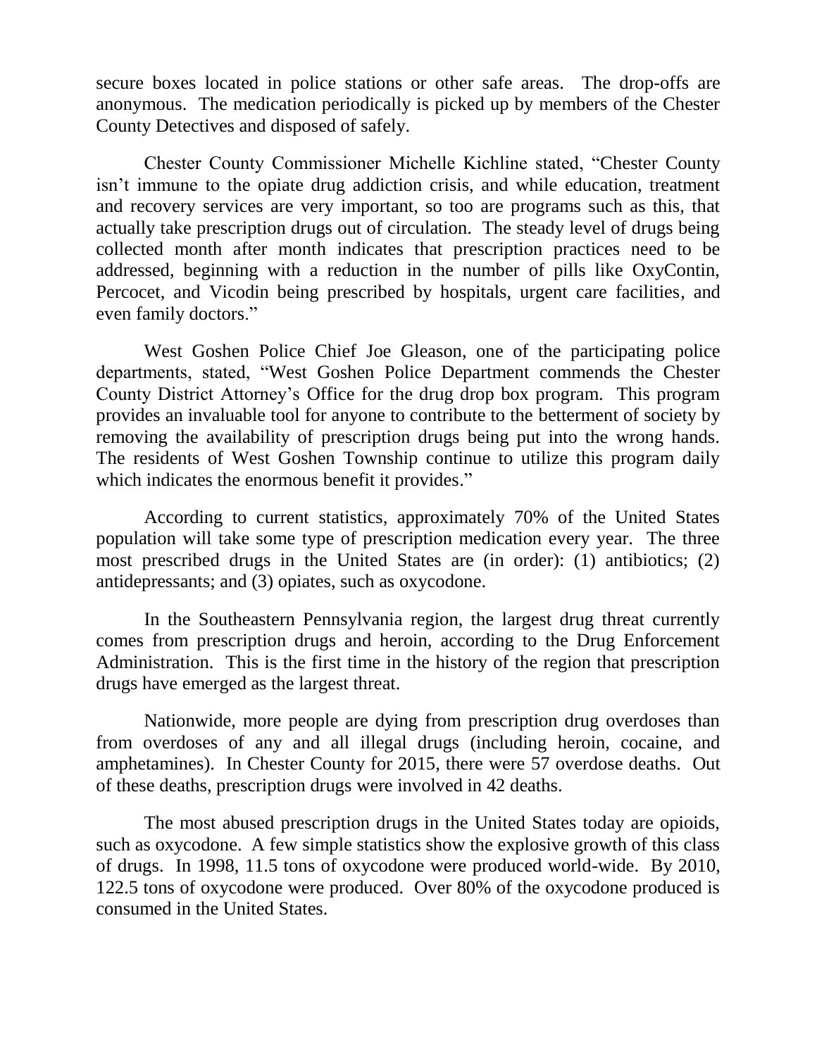secure boxes located in police stations or other safe areas. The drop-offs are anonymous. The medication periodically is picked up by members of the Chester County Detectives and disposed of safely.

Chester County Commissioner Michelle Kichline stated, "Chester County isn't immune to the opiate drug addiction crisis, and while education, treatment and recovery services are very important, so too are programs such as this, that actually take prescription drugs out of circulation. The steady level of drugs being collected month after month indicates that prescription practices need to be addressed, beginning with a reduction in the number of pills like OxyContin, Percocet, and Vicodin being prescribed by hospitals, urgent care facilities, and even family doctors."

West Goshen Police Chief Joe Gleason, one of the participating police departments, stated, "West Goshen Police Department commends the Chester County District Attorney's Office for the drug drop box program. This program provides an invaluable tool for anyone to contribute to the betterment of society by removing the availability of prescription drugs being put into the wrong hands. The residents of West Goshen Township continue to utilize this program daily which indicates the enormous benefit it provides."

According to current statistics, approximately 70% of the United States population will take some type of prescription medication every year. The three most prescribed drugs in the United States are (in order): (1) antibiotics; (2) antidepressants; and (3) opiates, such as oxycodone.

In the Southeastern Pennsylvania region, the largest drug threat currently comes from prescription drugs and heroin, according to the Drug Enforcement Administration. This is the first time in the history of the region that prescription drugs have emerged as the largest threat.

Nationwide, more people are dying from prescription drug overdoses than from overdoses of any and all illegal drugs (including heroin, cocaine, and amphetamines). In Chester County for 2015, there were 57 overdose deaths. Out of these deaths, prescription drugs were involved in 42 deaths.

The most abused prescription drugs in the United States today are opioids, such as oxycodone. A few simple statistics show the explosive growth of this class of drugs. In 1998, 11.5 tons of oxycodone were produced world-wide. By 2010, 122.5 tons of oxycodone were produced. Over 80% of the oxycodone produced is consumed in the United States.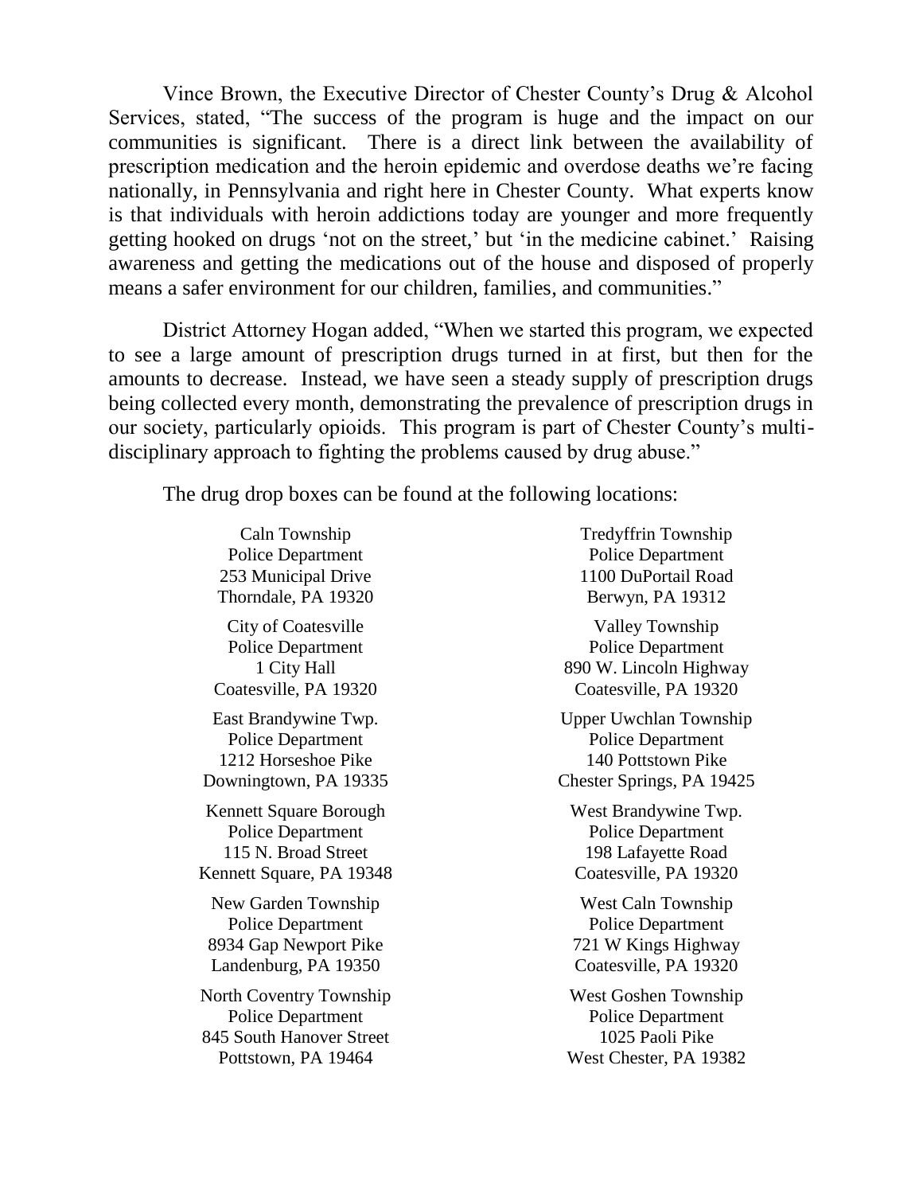Vince Brown, the Executive Director of Chester County's Drug & Alcohol Services, stated, "The success of the program is huge and the impact on our communities is significant. There is a direct link between the availability of prescription medication and the heroin epidemic and overdose deaths we're facing nationally, in Pennsylvania and right here in Chester County. What experts know is that individuals with heroin addictions today are younger and more frequently getting hooked on drugs 'not on the street,' but 'in the medicine cabinet.' Raising awareness and getting the medications out of the house and disposed of properly means a safer environment for our children, families, and communities."

District Attorney Hogan added, "When we started this program, we expected to see a large amount of prescription drugs turned in at first, but then for the amounts to decrease. Instead, we have seen a steady supply of prescription drugs being collected every month, demonstrating the prevalence of prescription drugs in our society, particularly opioids. This program is part of Chester County's multi-disciplinary approach to fighting the problems caused by drug abuse."

The drug drop boxes can be found at the following locations:

Caln Township
Police Department
253 Municipal Drive
Thorndale, PA 19320

City of Coatesville
Police Department
1 City Hall
Coatesville, PA 19320

East Brandywine Twp.
Police Department
1212 Horseshoe Pike
Downingtown, PA 19335

Kennett Square Borough
Police Department
115 N. Broad Street
Kennett Square, PA 19348

New Garden Township
Police Department
8934 Gap Newport Pike
Landenburg, PA 19350

North Coventry Township
Police Department
845 South Hanover Street
Pottstown, PA 19464

Tredyffrin Township
Police Department
1100 DuPortail Road
Berwyn, PA 19312

Valley Township
Police Department
890 W. Lincoln Highway
Coatesville, PA 19320

Upper Uwchlan Township
Police Department
140 Pottstown Pike
Chester Springs, PA 19425

West Brandywine Twp.
Police Department
198 Lafayette Road
Coatesville, PA 19320

West Caln Township
Police Department
721 W Kings Highway
Coatesville, PA 19320

West Goshen Township
Police Department
1025 Paoli Pike
West Chester, PA 19382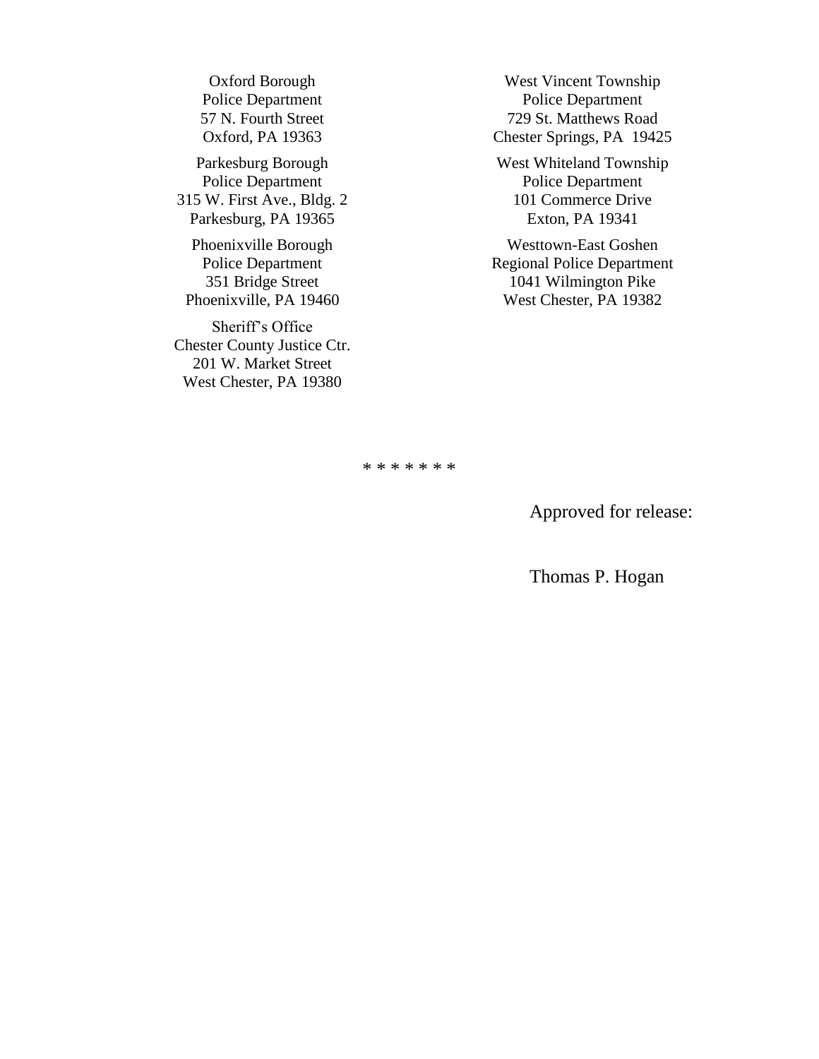Oxford Borough
Police Department
57 N. Fourth Street
Oxford, PA 19363

Parkesburg Borough
Police Department
315 W. First Ave., Bldg. 2
Parkesburg, PA 19365

Phoenixville Borough
Police Department
351 Bridge Street
Phoenixville, PA 19460

Sheriff's Office
Chester County Justice Ctr.
201 W. Market Street
West Chester, PA 19380

West Vincent Township
Police Department
729 St. Matthews Road
Chester Springs, PA 19425

West Whiteland Township
Police Department
101 Commerce Drive
Exton, PA 19341

Westtown-East Goshen
Regional Police Department
1041 Wilmington Pike
West Chester, PA 19382

* * * * * * *

Approved for release:

Thomas P. Hogan